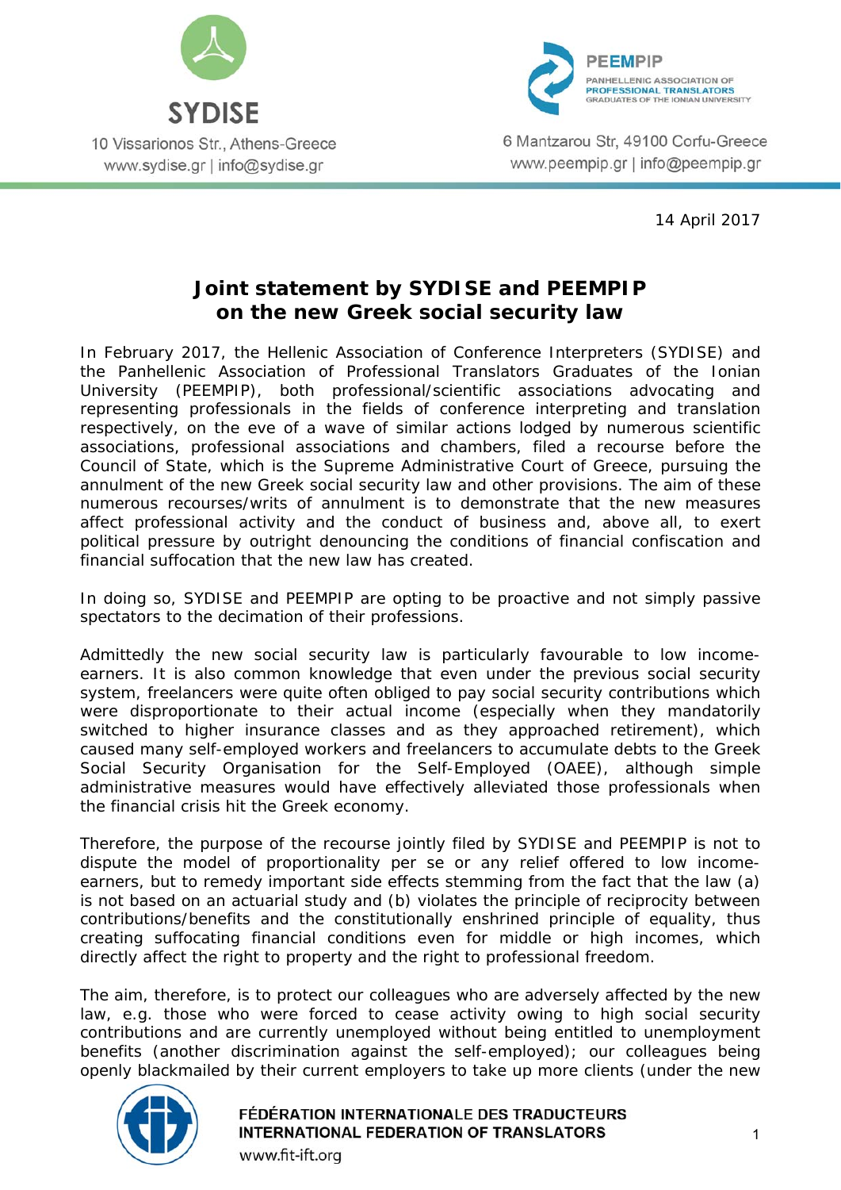SYDISE

10 Vissarionos Str., Athens-Greece
www.sydise.gr | info@sydise.gr

PEEMPIP
PANHELLENIC ASSOCIATION OF PROFESSIONAL TRANSLATORS GRADUATES OF THE IONIAN UNIVERSITY

6 Mantzarou Str, 49100 Corfu-Greece
www.peempip.gr | info@peempip.gr

14 April 2017

# Joint statement by SYDISE and PEEMPIP on the new Greek social security law

In February 2017, the Hellenic Association of Conference Interpreters (SYDISE) and the Panhellenic Association of Professional Translators Graduates of the Ionian University (PEEMPIP), both professional/scientific associations advocating and representing professionals in the fields of conference interpreting and translation respectively, on the eve of a wave of similar actions lodged by numerous scientific associations, professional associations and chambers, filed a recourse before the Council of State, which is the Supreme Administrative Court of Greece, pursuing the annulment of the new Greek social security law and other provisions. The aim of these numerous recourses/writs of annulment is to demonstrate that the new measures affect professional activity and the conduct of business and, above all, to exert political pressure by outright denouncing the conditions of financial confiscation and financial suffocation that the new law has created.

In doing so, SYDISE and PEEMPIP are opting to be proactive and not simply passive spectators to the decimation of their professions.

Admittedly the new social security law is particularly favourable to low income-earners. It is also common knowledge that even under the previous social security system, freelancers were quite often obliged to pay social security contributions which were disproportionate to their actual income (especially when they mandatorily switched to higher insurance classes and as they approached retirement), which caused many self-employed workers and freelancers to accumulate debts to the Greek Social Security Organisation for the Self-Employed (OAEE), although simple administrative measures would have effectively alleviated those professionals when the financial crisis hit the Greek economy.

Therefore, the purpose of the recourse jointly filed by SYDISE and PEEMPIP is not to dispute the model of proportionality per se or any relief offered to low income-earners, but to remedy important side effects stemming from the fact that the law (a) is not based on an actuarial study and (b) violates the principle of reciprocity between contributions/benefits and the constitutionally enshrined principle of equality, thus creating suffocating financial conditions even for middle or high incomes, which directly affect the right to property and the right to professional freedom.

The aim, therefore, is to protect our colleagues who are adversely affected by the new law, e.g. those who were forced to cease activity owing to high social security contributions and are currently unemployed without being entitled to unemployment benefits (another discrimination against the self-employed); our colleagues being openly blackmailed by their current employers to take up more clients (under the new

FÉDÉRATION INTERNATIONALE DES TRADUCTEURS
INTERNATIONAL FEDERATION OF TRANSLATORS
www.fit-ift.org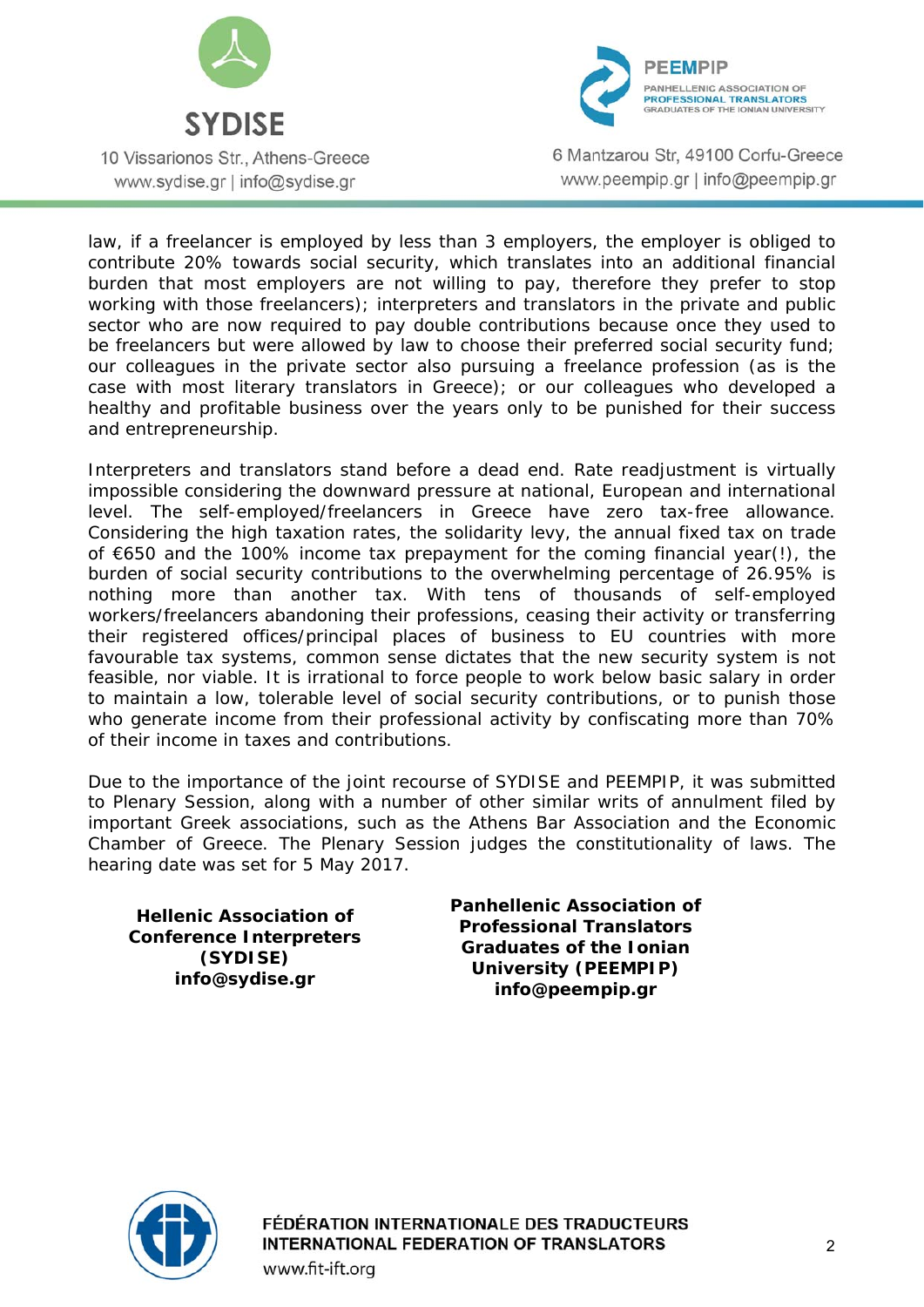law, if a freelancer is employed by less than 3 employers, the employer is obliged to contribute 20% towards social security, which translates into an additional financial burden that most employers are not willing to pay, therefore they prefer to stop working with those freelancers); interpreters and translators in the private and public sector who are now required to pay double contributions because once they used to be freelancers but were allowed by law to choose their preferred social security fund; our colleagues in the private sector also pursuing a freelance profession (as is the case with most literary translators in Greece); or our colleagues who developed a healthy and profitable business over the years only to be punished for their success and entrepreneurship.

Interpreters and translators stand before a dead end. Rate readjustment is virtually impossible considering the downward pressure at national, European and international level. The self-employed/freelancers in Greece have zero tax-free allowance. Considering the high taxation rates, the solidarity levy, the annual fixed tax on trade of €650 and the 100% income tax prepayment for the coming financial year(!), the burden of social security contributions to the overwhelming percentage of 26.95% is nothing more than another tax. With tens of thousands of self-employed workers/freelancers abandoning their professions, ceasing their activity or transferring their registered offices/principal places of business to EU countries with more favourable tax systems, common sense dictates that the new security system is not feasible, nor viable. It is irrational to force people to work below basic salary in order to maintain a low, tolerable level of social security contributions, or to punish those who generate income from their professional activity by confiscating more than 70% of their income in taxes and contributions.

Due to the importance of the joint recourse of SYDISE and PEEMPIP, it was submitted to Plenary Session, along with a number of other similar writs of annulment filed by important Greek associations, such as the Athens Bar Association and the Economic Chamber of Greece. The Plenary Session judges the constitutionality of laws. The hearing date was set for 5 May 2017.

**Hellenic Association of Conference Interpreters (SYDISE)**
**info@sydise.gr**

**Panhellenic Association of Professional Translators Graduates of the Ionian University (PEEMPIP)**
**info@peempip.gr**